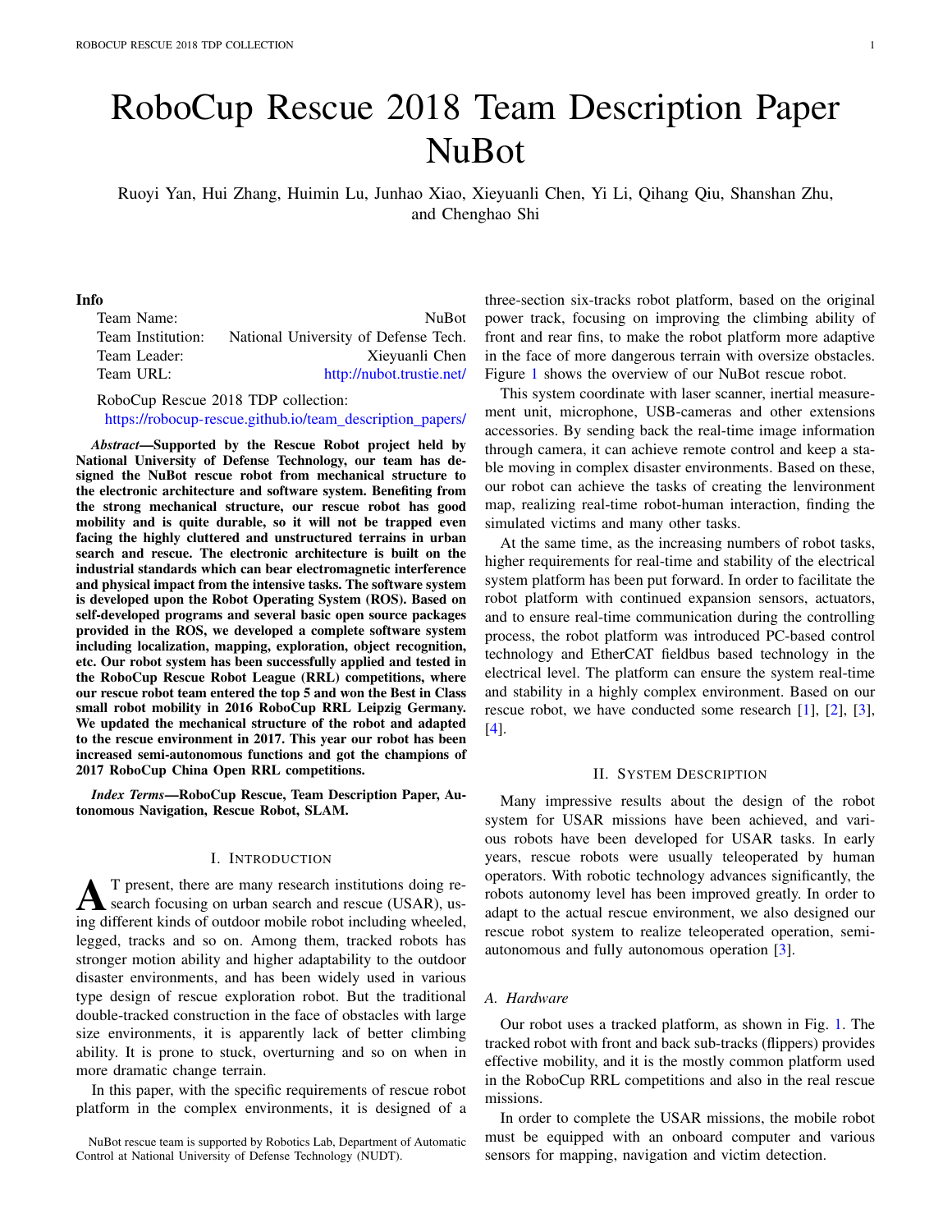# RoboCup Rescue 2018 Team Description Paper NuBot

Ruoyi Yan, Hui Zhang, Huimin Lu, Junhao Xiao, Xieyuanli Chen, Yi Li, Qihang Qiu, Shanshan Zhu, and Chenghao Shi

**Info**

| | |
|---|---|
| Team Name: | NuBot |
| Team Institution: | National University of Defense Tech. |
| Team Leader: | Xieyuanli Chen |
| Team URL: | http://nubot.trustie.net/ |

RoboCup Rescue 2018 TDP collection:
https://robocup-rescue.github.io/team_description_papers/

***Abstract*—Supported by the Rescue Robot project held by National University of Defense Technology, our team has designed the NuBot rescue robot from mechanical structure to the electronic architecture and software system. Benefiting from the strong mechanical structure, our rescue robot has good mobility and is quite durable, so it will not be trapped even facing the highly cluttered and unstructured terrains in urban search and rescue. The electronic architecture is built on the industrial standards which can bear electromagnetic interference and physical impact from the intensive tasks. The software system is developed upon the Robot Operating System (ROS). Based on self-developed programs and several basic open source packages provided in the ROS, we developed a complete software system including localization, mapping, exploration, object recognition, etc. Our robot system has been successfully applied and tested in the RoboCup Rescue Robot League (RRL) competitions, where our rescue robot team entered the top 5 and won the Best in Class small robot mobility in 2016 RoboCup RRL Leipzig Germany. We updated the mechanical structure of the robot and adapted to the rescue environment in 2017. This year our robot has been increased semi-autonomous functions and got the champions of 2017 RoboCup China Open RRL competitions.**

***Index Terms*—RoboCup Rescue, Team Description Paper, Autonomous Navigation, Rescue Robot, SLAM.**

## I. Introduction

At present, there are many research institutions doing research focusing on urban search and rescue (USAR), using different kinds of outdoor mobile robot including wheeled, legged, tracks and so on. Among them, tracked robots has stronger motion ability and higher adaptability to the outdoor disaster environments, and has been widely used in various type design of rescue exploration robot. But the traditional double-tracked construction in the face of obstacles with large size environments, it is apparently lack of better climbing ability. It is prone to stuck, overturning and so on when in more dramatic change terrain.

In this paper, with the specific requirements of rescue robot platform in the complex environments, it is designed of a three-section six-tracks robot platform, based on the original power track, focusing on improving the climbing ability of front and rear fins, to make the robot platform more adaptive in the face of more dangerous terrain with oversize obstacles. Figure 1 shows the overview of our NuBot rescue robot.

This system coordinate with laser scanner, inertial measurement unit, microphone, USB-cameras and other extensions accessories. By sending back the real-time image information through camera, it can achieve remote control and keep a stable moving in complex disaster environments. Based on these, our robot can achieve the tasks of creating the lenvironment map, realizing real-time robot-human interaction, finding the simulated victims and many other tasks.

At the same time, as the increasing numbers of robot tasks, higher requirements for real-time and stability of the electrical system platform has been put forward. In order to facilitate the robot platform with continued expansion sensors, actuators, and to ensure real-time communication during the controlling process, the robot platform was introduced PC-based control technology and EtherCAT fieldbus based technology in the electrical level. The platform can ensure the system real-time and stability in a highly complex environment. Based on our rescue robot, we have conducted some research [1], [2], [3], [4].

NuBot rescue team is supported by Robotics Lab, Department of Automatic Control at National University of Defense Technology (NUDT).

## II. System Description

Many impressive results about the design of the robot system for USAR missions have been achieved, and various robots have been developed for USAR tasks. In early years, rescue robots were usually teleoperated by human operators. With robotic technology advances significantly, the robots autonomy level has been improved greatly. In order to adapt to the actual rescue environment, we also designed our rescue robot system to realize teleoperated operation, semi-autonomous and fully autonomous operation [3].

### A. Hardware

Our robot uses a tracked platform, as shown in Fig. 1. The tracked robot with front and back sub-tracks (flippers) provides effective mobility, and it is the mostly common platform used in the RoboCup RRL competitions and also in the real rescue missions.

In order to complete the USAR missions, the mobile robot must be equipped with an onboard computer and various sensors for mapping, navigation and victim detection.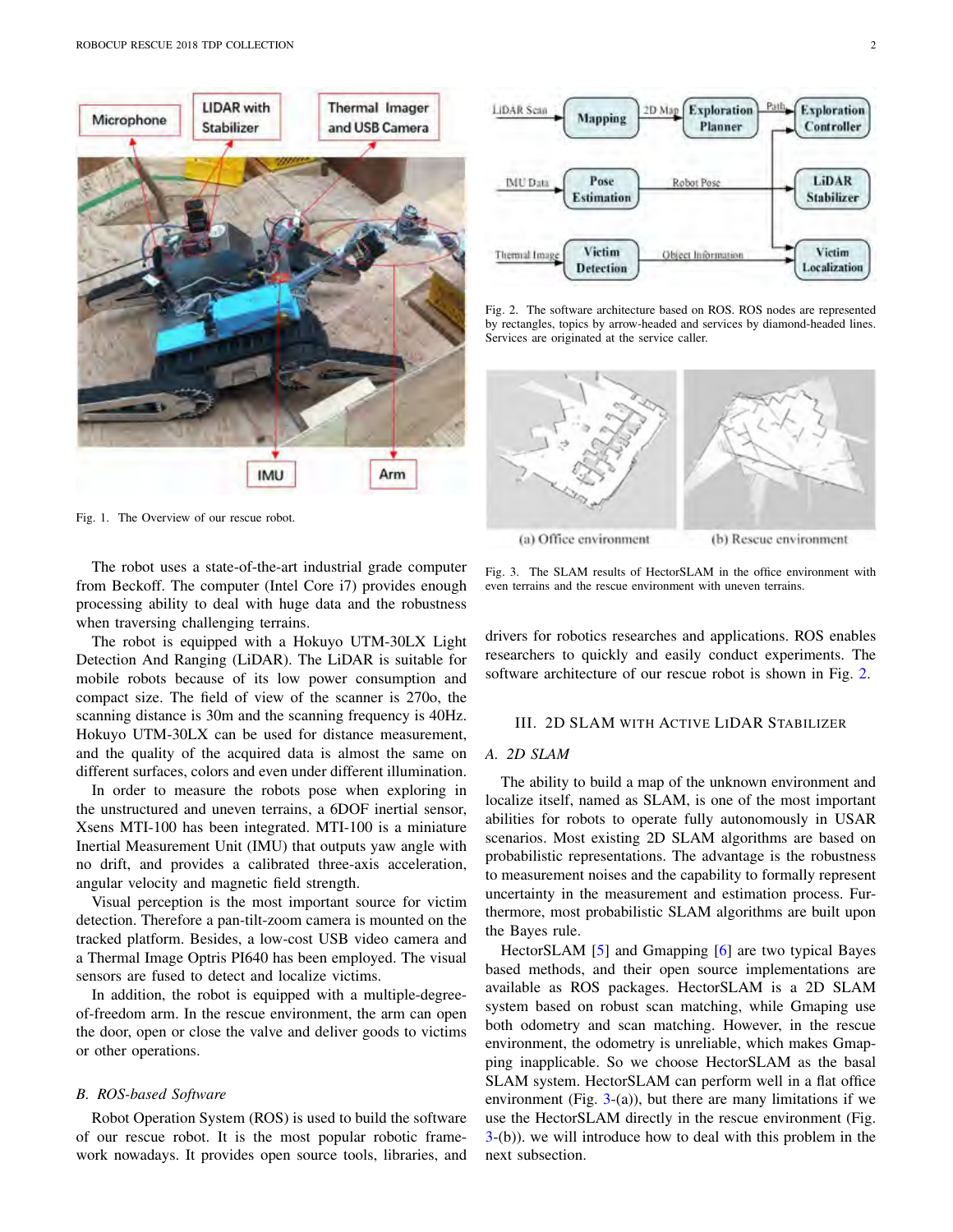Fig. 1. The Overview of our rescue robot.

The robot uses a state-of-the-art industrial grade computer from Beckoff. The computer (Intel Core i7) provides enough processing ability to deal with huge data and the robustness when traversing challenging terrains.

The robot is equipped with a Hokuyo UTM-30LX Light Detection And Ranging (LiDAR). The LiDAR is suitable for mobile robots because of its low power consumption and compact size. The field of view of the scanner is 270o, the scanning distance is 30m and the scanning frequency is 40Hz. Hokuyo UTM-30LX can be used for distance measurement, and the quality of the acquired data is almost the same on different surfaces, colors and even under different illumination.

In order to measure the robots pose when exploring in the unstructured and uneven terrains, a 6DOF inertial sensor, Xsens MTI-100 has been integrated. MTI-100 is a miniature Inertial Measurement Unit (IMU) that outputs yaw angle with no drift, and provides a calibrated three-axis acceleration, angular velocity and magnetic field strength.

Visual perception is the most important source for victim detection. Therefore a pan-tilt-zoom camera is mounted on the tracked platform. Besides, a low-cost USB video camera and a Thermal Image Optris PI640 has been employed. The visual sensors are fused to detect and localize victims.

In addition, the robot is equipped with a multiple-degree-of-freedom arm. In the rescue environment, the arm can open the door, open or close the valve and deliver goods to victims or other operations.

### B. ROS-based Software

Robot Operation System (ROS) is used to build the software of our rescue robot. It is the most popular robotic framework nowadays. It provides open source tools, libraries, and drivers for robotics researches and applications. ROS enables researchers to quickly and easily conduct experiments. The software architecture of our rescue robot is shown in Fig. 2.

Fig. 2. The software architecture based on ROS. ROS nodes are represented by rectangles, topics by arrow-headed and services by diamond-headed lines. Services are originated at the service caller.

Fig. 3. The SLAM results of HectorSLAM in the office environment with even terrains and the rescue environment with uneven terrains.

## III. 2D SLAM WITH ACTIVE LIDAR STABILIZER

### A. 2D SLAM

The ability to build a map of the unknown environment and localize itself, named as SLAM, is one of the most important abilities for robots to operate fully autonomously in USAR scenarios. Most existing 2D SLAM algorithms are based on probabilistic representations. The advantage is the robustness to measurement noises and the capability to formally represent uncertainty in the measurement and estimation process. Furthermore, most probabilistic SLAM algorithms are built upon the Bayes rule.

HectorSLAM [5] and Gmapping [6] are two typical Bayes based methods, and their open source implementations are available as ROS packages. HectorSLAM is a 2D SLAM system based on robust scan matching, while Gmaping use both odometry and scan matching. However, in the rescue environment, the odometry is unreliable, which makes Gmapping inapplicable. So we choose HectorSLAM as the basal SLAM system. HectorSLAM can perform well in a flat office environment (Fig. 3-(a)), but there are many limitations if we use the HectorSLAM directly in the rescue environment (Fig. 3-(b)). we will introduce how to deal with this problem in the next subsection.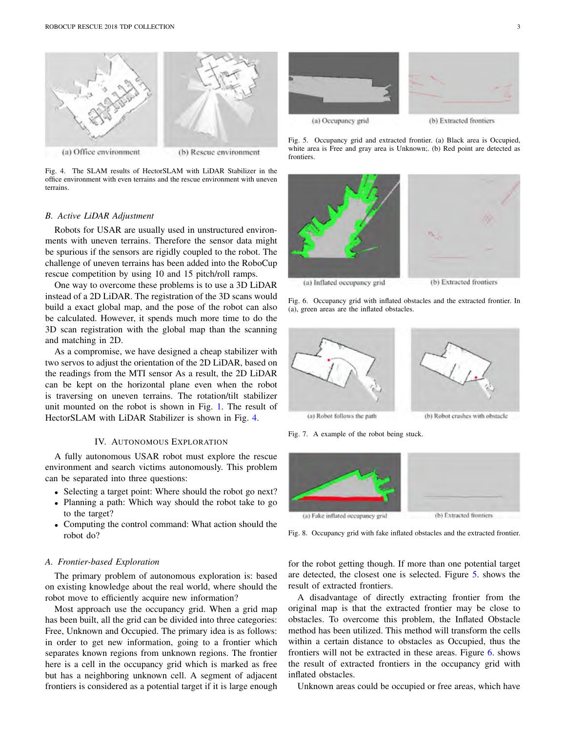(a) Office environment (b) Rescue environment

Fig. 4. The SLAM results of HectorSLAM with LiDAR Stabilizer in the office environment with even terrains and the rescue environment with uneven terrains.

### B. Active LiDAR Adjustment

Robots for USAR are usually used in unstructured environments with uneven terrains. Therefore the sensor data might be spurious if the sensors are rigidly coupled to the robot. The challenge of uneven terrains has been added into the RoboCup rescue competition by using 10 and 15 pitch/roll ramps.

One way to overcome these problems is to use a 3D LiDAR instead of a 2D LiDAR. The registration of the 3D scans would build a exact global map, and the pose of the robot can also be calculated. However, it spends much more time to do the 3D scan registration with the global map than the scanning and matching in 2D.

As a compromise, we have designed a cheap stabilizer with two servos to adjust the orientation of the 2D LiDAR, based on the readings from the MTI sensor As a result, the 2D LiDAR can be kept on the horizontal plane even when the robot is traversing on uneven terrains. The rotation/tilt stabilizer unit mounted on the robot is shown in Fig. 1. The result of HectorSLAM with LiDAR Stabilizer is shown in Fig. 4.

## IV. Autonomous Exploration

A fully autonomous USAR robot must explore the rescue environment and search victims autonomously. This problem can be separated into three questions:

- Selecting a target point: Where should the robot go next?
- Planning a path: Which way should the robot take to go to the target?
- Computing the control command: What action should the robot do?

### A. Frontier-based Exploration

The primary problem of autonomous exploration is: based on existing knowledge about the real world, where should the robot move to efficiently acquire new information?

Most approach use the occupancy grid. When a grid map has been built, all the grid can be divided into three categories: Free, Unknown and Occupied. The primary idea is as follows: in order to get new information, going to a frontier which separates known regions from unknown regions. The frontier here is a cell in the occupancy grid which is marked as free but has a neighboring unknown cell. A segment of adjacent frontiers is considered as a potential target if it is large enough for the robot getting though. If more than one potential target are detected, the closest one is selected. Figure 5. shows the result of extracted frontiers.

(a) Occupancy grid (b) Extracted frontiers

Fig. 5. Occupancy grid and extracted frontier. (a) Black area is Occupied, white area is Free and gray area is Unknown;. (b) Red point are detected as frontiers.

(a) Inflated occupancy grid (b) Extracted frontiers

Fig. 6. Occupancy grid with inflated obstacles and the extracted frontier. In (a), green areas are the inflated obstacles.

(a) Robot follows the path (b) Robot crashes with obstacle

Fig. 7. A example of the robot being stuck.

(a) Fake inflated occupancy grid (b) Extracted frontiers

Fig. 8. Occupancy grid with fake inflated obstacles and the extracted frontier.

A disadvantage of directly extracting frontier from the original map is that the extracted frontier may be close to obstacles. To overcome this problem, the Inflated Obstacle method has been utilized. This method will transform the cells within a certain distance to obstacles as Occupied, thus the frontiers will not be extracted in these areas. Figure 6. shows the result of extracted frontiers in the occupancy grid with inflated obstacles.

Unknown areas could be occupied or free areas, which have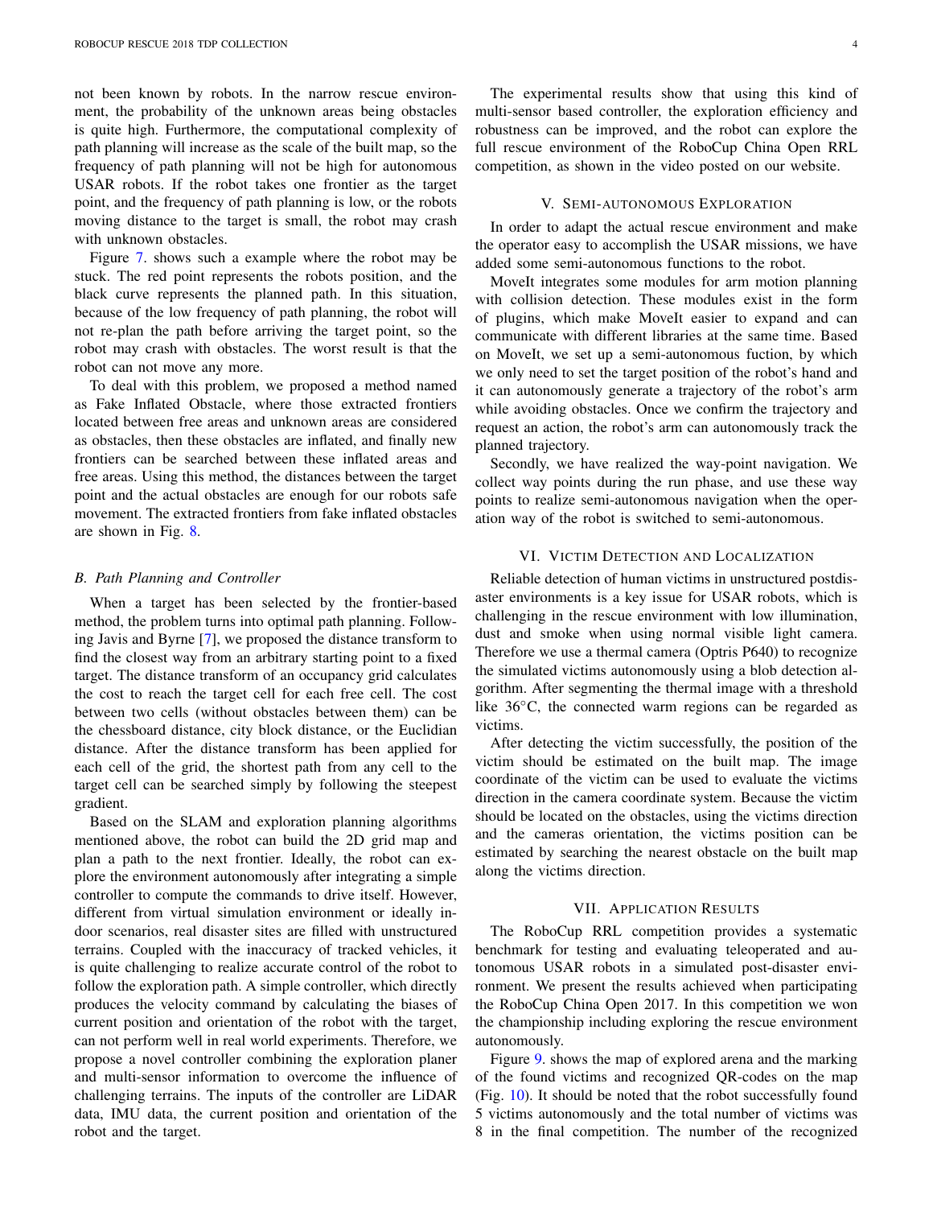not been known by robots. In the narrow rescue environment, the probability of the unknown areas being obstacles is quite high. Furthermore, the computational complexity of path planning will increase as the scale of the built map, so the frequency of path planning will not be high for autonomous USAR robots. If the robot takes one frontier as the target point, and the frequency of path planning is low, or the robots moving distance to the target is small, the robot may crash with unknown obstacles.

Figure 7. shows such a example where the robot may be stuck. The red point represents the robots position, and the black curve represents the planned path. In this situation, because of the low frequency of path planning, the robot will not re-plan the path before arriving the target point, so the robot may crash with obstacles. The worst result is that the robot can not move any more.

To deal with this problem, we proposed a method named as Fake Inflated Obstacle, where those extracted frontiers located between free areas and unknown areas are considered as obstacles, then these obstacles are inflated, and finally new frontiers can be searched between these inflated areas and free areas. Using this method, the distances between the target point and the actual obstacles are enough for our robots safe movement. The extracted frontiers from fake inflated obstacles are shown in Fig. 8.

### *B. Path Planning and Controller*

When a target has been selected by the frontier-based method, the problem turns into optimal path planning. Following Javis and Byrne [7], we proposed the distance transform to find the closest way from an arbitrary starting point to a fixed target. The distance transform of an occupancy grid calculates the cost to reach the target cell for each free cell. The cost between two cells (without obstacles between them) can be the chessboard distance, city block distance, or the Euclidian distance. After the distance transform has been applied for each cell of the grid, the shortest path from any cell to the target cell can be searched simply by following the steepest gradient.

Based on the SLAM and exploration planning algorithms mentioned above, the robot can build the 2D grid map and plan a path to the next frontier. Ideally, the robot can explore the environment autonomously after integrating a simple controller to compute the commands to drive itself. However, different from virtual simulation environment or ideally indoor scenarios, real disaster sites are filled with unstructured terrains. Coupled with the inaccuracy of tracked vehicles, it is quite challenging to realize accurate control of the robot to follow the exploration path. A simple controller, which directly produces the velocity command by calculating the biases of current position and orientation of the robot with the target, can not perform well in real world experiments. Therefore, we propose a novel controller combining the exploration planer and multi-sensor information to overcome the influence of challenging terrains. The inputs of the controller are LiDAR data, IMU data, the current position and orientation of the robot and the target.

The experimental results show that using this kind of multi-sensor based controller, the exploration efficiency and robustness can be improved, and the robot can explore the full rescue environment of the RoboCup China Open RRL competition, as shown in the video posted on our website.

## V. Semi-autonomous Exploration

In order to adapt the actual rescue environment and make the operator easy to accomplish the USAR missions, we have added some semi-autonomous functions to the robot.

MoveIt integrates some modules for arm motion planning with collision detection. These modules exist in the form of plugins, which make MoveIt easier to expand and can communicate with different libraries at the same time. Based on MoveIt, we set up a semi-autonomous fuction, by which we only need to set the target position of the robot's hand and it can autonomously generate a trajectory of the robot's arm while avoiding obstacles. Once we confirm the trajectory and request an action, the robot's arm can autonomously track the planned trajectory.

Secondly, we have realized the way-point navigation. We collect way points during the run phase, and use these way points to realize semi-autonomous navigation when the operation way of the robot is switched to semi-autonomous.

## VI. Victim Detection and Localization

Reliable detection of human victims in unstructured postdisaster environments is a key issue for USAR robots, which is challenging in the rescue environment with low illumination, dust and smoke when using normal visible light camera. Therefore we use a thermal camera (Optris P640) to recognize the simulated victims autonomously using a blob detection algorithm. After segmenting the thermal image with a threshold like 36°C, the connected warm regions can be regarded as victims.

After detecting the victim successfully, the position of the victim should be estimated on the built map. The image coordinate of the victim can be used to evaluate the victims direction in the camera coordinate system. Because the victim should be located on the obstacles, using the victims direction and the cameras orientation, the victims position can be estimated by searching the nearest obstacle on the built map along the victims direction.

## VII. Application Results

The RoboCup RRL competition provides a systematic benchmark for testing and evaluating teleoperated and autonomous USAR robots in a simulated post-disaster environment. We present the results achieved when participating the RoboCup China Open 2017. In this competition we won the championship including exploring the rescue environment autonomously.

Figure 9. shows the map of explored arena and the marking of the found victims and recognized QR-codes on the map (Fig. 10). It should be noted that the robot successfully found 5 victims autonomously and the total number of victims was 8 in the final competition. The number of the recognized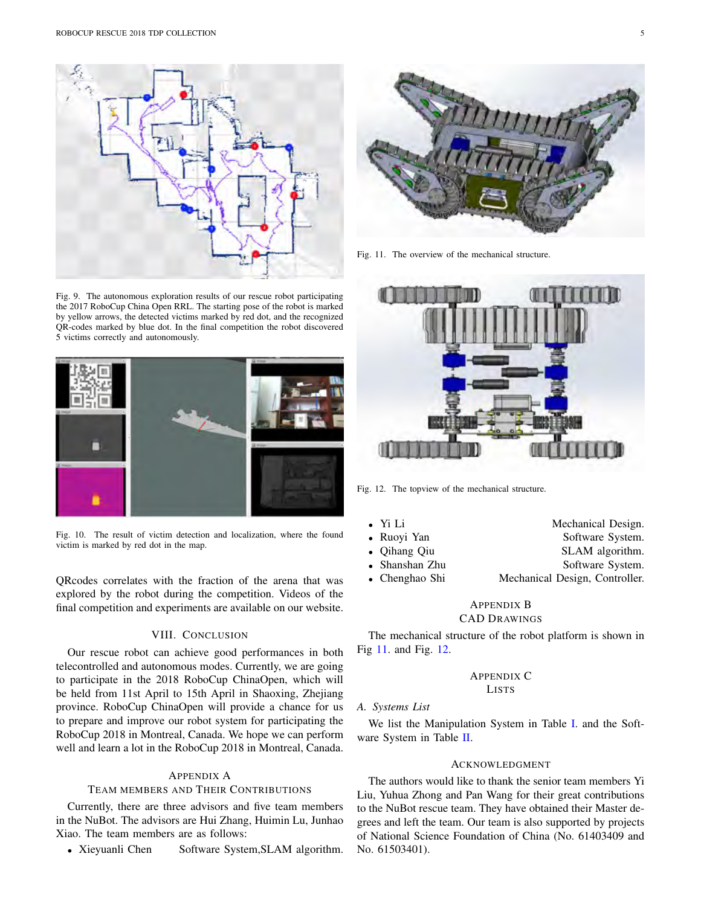Fig. 9. The autonomous exploration results of our rescue robot participating the 2017 RoboCup China Open RRL. The starting pose of the robot is marked by yellow arrows, the detected victims marked by red dot, and the recognized QR-codes marked by blue dot. In the final competition the robot discovered 5 victims correctly and autonomously.

Fig. 10. The result of victim detection and localization, where the found victim is marked by red dot in the map.

QRcodes correlates with the fraction of the arena that was explored by the robot during the competition. Videos of the final competition and experiments are available on our website.

## VIII. Conclusion

Our rescue robot can achieve good performances in both telecontrolled and autonomous modes. Currently, we are going to participate in the 2018 RoboCup ChinaOpen, which will be held from 11st April to 15th April in Shaoxing, Zhejiang province. RoboCup ChinaOpen will provide a chance for us to prepare and improve our robot system for participating the RoboCup 2018 in Montreal, Canada. We hope we can perform well and learn a lot in the RoboCup 2018 in Montreal, Canada.

## Appendix A
## Team Members and Their Contributions

Currently, there are three advisors and five team members in the NuBot. The advisors are Hui Zhang, Huimin Lu, Junhao Xiao. The team members are as follows:

- Xieyuanli Chen — Software System,SLAM algorithm.
- Yi Li — Mechanical Design.
- Ruoyi Yan — Software System.
- Qihang Qiu — SLAM algorithm.
- Shanshan Zhu — Software System.
- Chenghao Shi — Mechanical Design, Controller.

Fig. 11. The overview of the mechanical structure.

Fig. 12. The topview of the mechanical structure.

## Appendix B
## CAD Drawings

The mechanical structure of the robot platform is shown in Fig 11. and Fig. 12.

## Appendix C
## Lists

### A. Systems List

We list the Manipulation System in Table I. and the Software System in Table II.

## Acknowledgment

The authors would like to thank the senior team members Yi Liu, Yuhua Zhong and Pan Wang for their great contributions to the NuBot rescue team. They have obtained their Master degrees and left the team. Our team is also supported by projects of National Science Foundation of China (No. 61403409 and No. 61503401).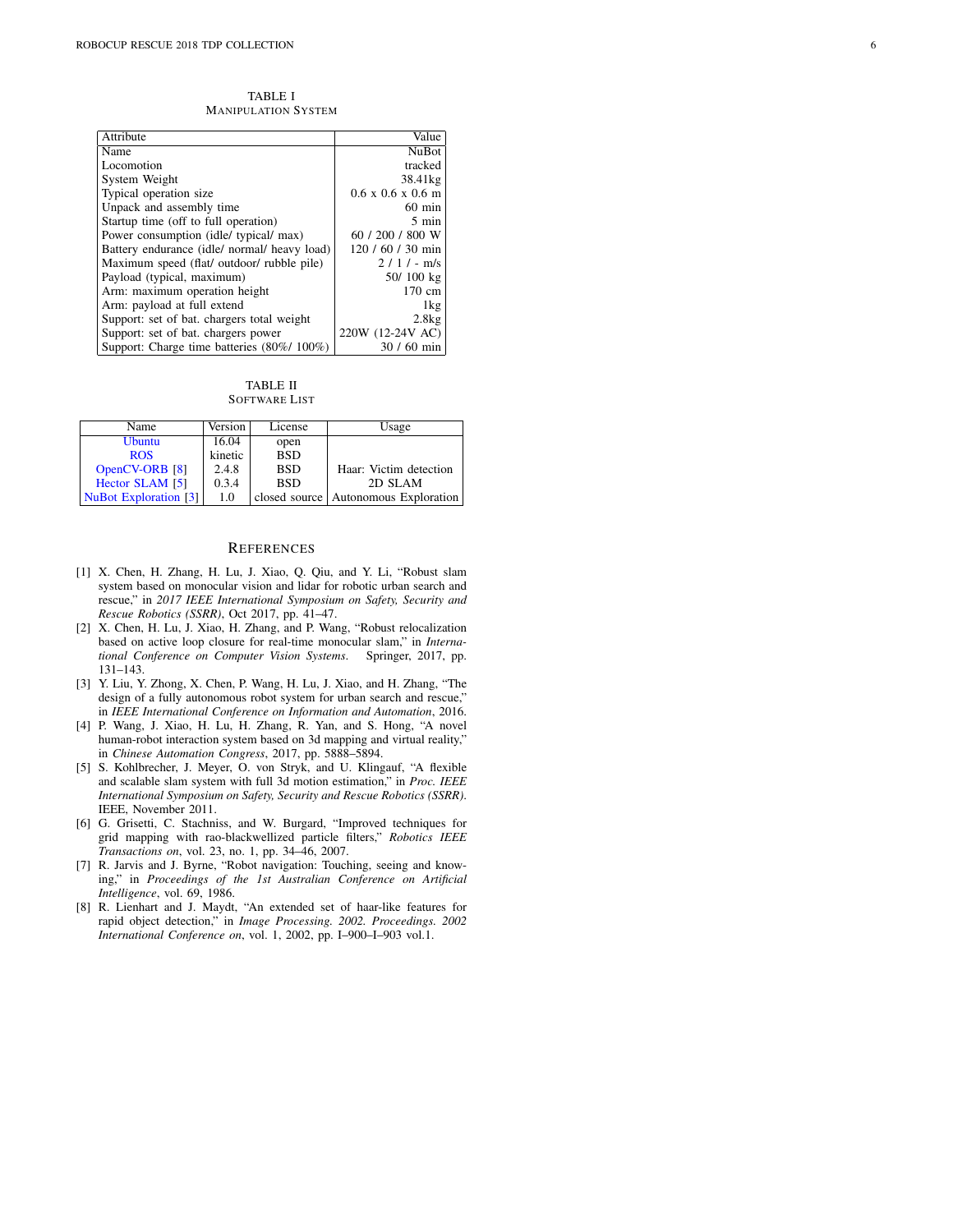TABLE I
MANIPULATION SYSTEM

| Attribute | Value |
| --- | --- |
| Name | NuBot |
| Locomotion | tracked |
| System Weight | 38.41kg |
| Typical operation size | 0.6 x 0.6 x 0.6 m |
| Unpack and assembly time | 60 min |
| Startup time (off to full operation) | 5 min |
| Power consumption (idle/ typical/ max) | 60 / 200 / 800 W |
| Battery endurance (idle/ normal/ heavy load) | 120 / 60 / 30 min |
| Maximum speed (flat/ outdoor/ rubble pile) | 2 / 1 / - m/s |
| Payload (typical, maximum) | 50/ 100 kg |
| Arm: maximum operation height | 170 cm |
| Arm: payload at full extend | 1kg |
| Support: set of bat. chargers total weight | 2.8kg |
| Support: set of bat. chargers power | 220W (12-24V AC) |
| Support: Charge time batteries (80%/ 100%) | 30 / 60 min |

TABLE II
SOFTWARE LIST

| Name | Version | License | Usage |
| --- | --- | --- | --- |
| Ubuntu | 16.04 | open | |
| ROS | kinetic | BSD | |
| OpenCV-ORB [8] | 2.4.8 | BSD | Haar: Victim detection |
| Hector SLAM [5] | 0.3.4 | BSD | 2D SLAM |
| NuBot Exploration [3] | 1.0 | closed source | Autonomous Exploration |

## REFERENCES

[1] X. Chen, H. Zhang, H. Lu, J. Xiao, Q. Qiu, and Y. Li, "Robust slam system based on monocular vision and lidar for robotic urban search and rescue," in *2017 IEEE International Symposium on Safety, Security and Rescue Robotics (SSRR)*, Oct 2017, pp. 41–47.

[2] X. Chen, H. Lu, J. Xiao, H. Zhang, and P. Wang, "Robust relocalization based on active loop closure for real-time monocular slam," in *International Conference on Computer Vision Systems*. Springer, 2017, pp. 131–143.

[3] Y. Liu, Y. Zhong, X. Chen, P. Wang, H. Lu, J. Xiao, and H. Zhang, "The design of a fully autonomous robot system for urban search and rescue," in *IEEE International Conference on Information and Automation*, 2016.

[4] P. Wang, J. Xiao, H. Lu, H. Zhang, R. Yan, and S. Hong, "A novel human-robot interaction system based on 3d mapping and virtual reality," in *Chinese Automation Congress*, 2017, pp. 5888–5894.

[5] S. Kohlbrecher, J. Meyer, O. von Stryk, and U. Klingauf, "A flexible and scalable slam system with full 3d motion estimation," in *Proc. IEEE International Symposium on Safety, Security and Rescue Robotics (SSRR)*. IEEE, November 2011.

[6] G. Grisetti, C. Stachniss, and W. Burgard, "Improved techniques for grid mapping with rao-blackwellized particle filters," *Robotics IEEE Transactions on*, vol. 23, no. 1, pp. 34–46, 2007.

[7] R. Jarvis and J. Byrne, "Robot navigation: Touching, seeing and knowing," in *Proceedings of the 1st Australian Conference on Artificial Intelligence*, vol. 69, 1986.

[8] R. Lienhart and J. Maydt, "An extended set of haar-like features for rapid object detection," in *Image Processing. 2002. Proceedings. 2002 International Conference on*, vol. 1, 2002, pp. I–900–I–903 vol.1.